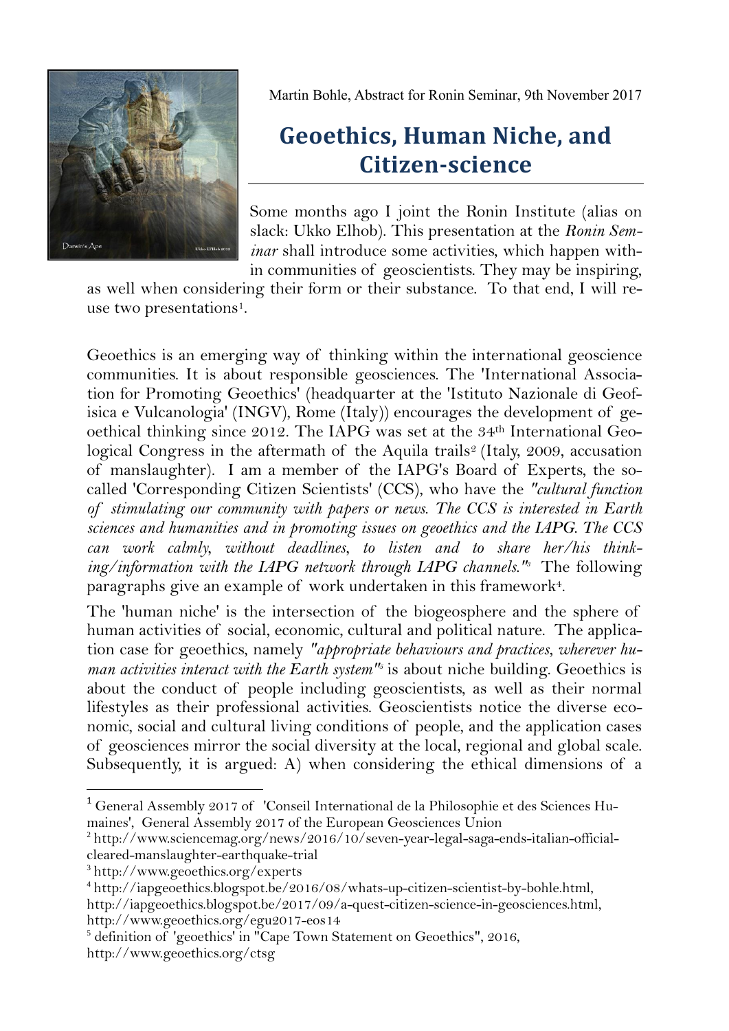Martin Bohle, Abstract for Ronin Seminar, 9th November 2017

# Geoethics, Human Niche, and Citizen-science

Some months ago I joint the Ronin Institute (alias on slack: Ukko Elhob). This presentation at the *Ronin Seminar* shall introduce some activities, which happen within communities of geoscientists. They may be inspiring, as well when considering their form or their substance. To that end, I will reuse two presentations[1].

Geoethics is an emerging way of thinking within the international geoscience communities. It is about responsible geosciences. The 'International Association for Promoting Geoethics' (headquarter at the 'Istituto Nazionale di Geofisica e Vulcanologia' (INGV), Rome (Italy)) encourages the development of geoethical thinking since 2012. The IAPG was set at the 34th International Geological Congress in the aftermath of the Aquila trails[2] (Italy, 2009, accusation of manslaughter). I am a member of the IAPG's Board of Experts, the so-called 'Corresponding Citizen Scientists' (CCS), who have the *"cultural function of stimulating our community with papers or news. The CCS is interested in Earth sciences and humanities and in promoting issues on geoethics and the IAPG. The CCS can work calmly, without deadlines, to listen and to share her/his thinking/information with the IAPG network through IAPG channels."*[3] The following paragraphs give an example of work undertaken in this framework[4].

The 'human niche' is the intersection of the biogeosphere and the sphere of human activities of social, economic, cultural and political nature. The application case for geoethics, namely *"appropriate behaviours and practices, wherever human activities interact with the Earth system"*[5] is about niche building. Geoethics is about the conduct of people including geoscientists, as well their normal lifestyles as their professional activities. Geoscientists notice the diverse economic, social and cultural living conditions of people, and the application cases of geosciences mirror the social diversity at the local, regional and global scale. Subsequently, it is argued: A) when considering the ethical dimensions of a

---

[1] General Assembly 2017 of 'Conseil International de la Philosophie et des Sciences Humaines', General Assembly 2017 of the European Geosciences Union

[2] http://www.sciencemag.org/news/2016/10/seven-year-legal-saga-ends-italian-official-cleared-manslaughter-earthquake-trial

[3] http://www.geoethics.org/experts

[4] http://iapgeoethics.blogspot.be/2016/08/whats-up-citizen-scientist-by-bohle.html, http://iapgeoethics.blogspot.be/2017/09/a-quest-citizen-science-in-geosciences.html, http://www.geoethics.org/egu2017-eos14

[5] definition of 'geoethics' in "Cape Town Statement on Geoethics", 2016, http://www.geoethics.org/ctsg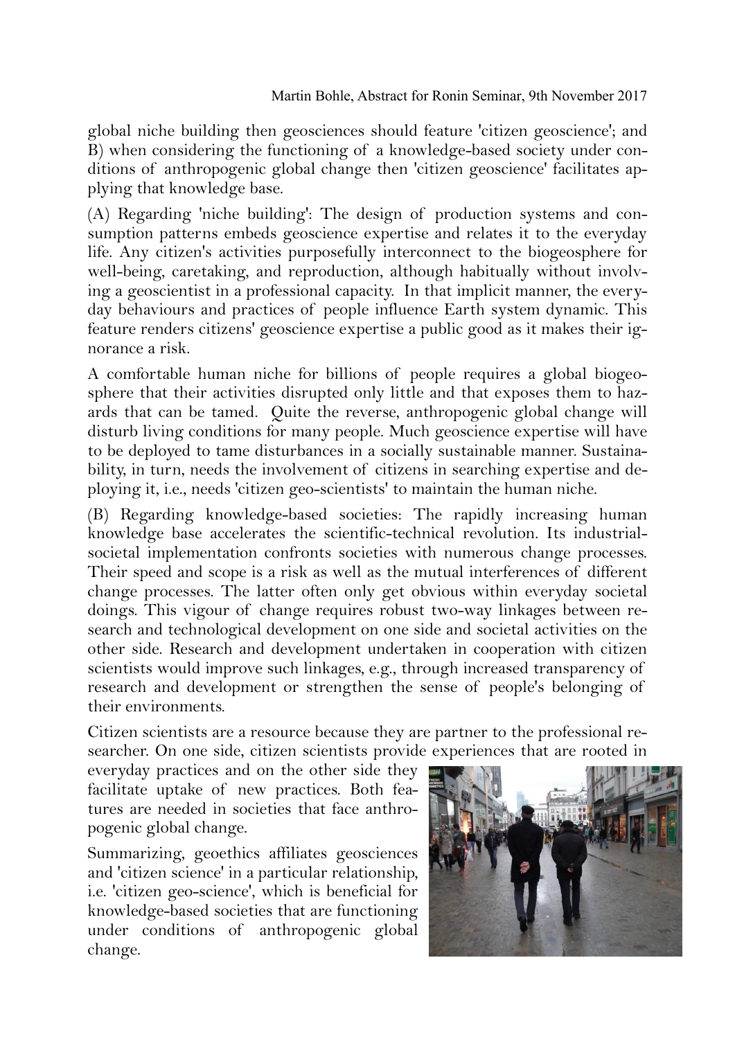global niche building then geosciences should feature 'citizen geoscience'; and B) when considering the functioning of a knowledge-based society under conditions of anthropogenic global change then 'citizen geoscience' facilitates applying that knowledge base.

(A) Regarding 'niche building': The design of production systems and consumption patterns embeds geoscience expertise and relates it to the everyday life. Any citizen's activities purposefully interconnect to the biogeosphere for well-being, caretaking, and reproduction, although habitually without involving a geoscientist in a professional capacity. In that implicit manner, the everyday behaviours and practices of people influence Earth system dynamic. This feature renders citizens' geoscience expertise a public good as it makes their ignorance a risk.

A comfortable human niche for billions of people requires a global biogeosphere that their activities disrupted only little and that exposes them to hazards that can be tamed. Quite the reverse, anthropogenic global change will disturb living conditions for many people. Much geoscience expertise will have to be deployed to tame disturbances in a socially sustainable manner. Sustainability, in turn, needs the involvement of citizens in searching expertise and deploying it, i.e., needs 'citizen geo-scientists' to maintain the human niche.

(B) Regarding knowledge-based societies: The rapidly increasing human knowledge base accelerates the scientific-technical revolution. Its industrial-societal implementation confronts societies with numerous change processes. Their speed and scope is a risk as well as the mutual interferences of different change processes. The latter often only get obvious within everyday societal doings. This vigour of change requires robust two-way linkages between research and technological development on one side and societal activities on the other side. Research and development undertaken in cooperation with citizen scientists would improve such linkages, e.g., through increased transparency of research and development or strengthen the sense of people's belonging of their environments.

Citizen scientists are a resource because they are partner to the professional researcher. On one side, citizen scientists provide experiences that are rooted in everyday practices and on the other side they facilitate uptake of new practices. Both features are needed in societies that face anthropogenic global change.

Summarizing, geoethics affiliates geosciences and 'citizen science' in a particular relationship, i.e. 'citizen geo-science', which is beneficial for knowledge-based societies that are functioning under conditions of anthropogenic global change.